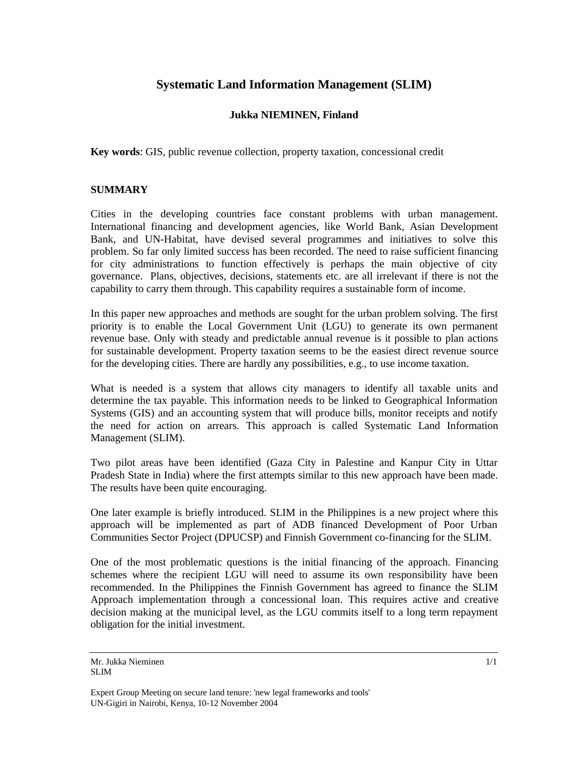# Systematic Land Information Management (SLIM)

**Jukka NIEMINEN, Finland**

**Key words**: GIS, public revenue collection, property taxation, concessional credit

## SUMMARY

Cities in the developing countries face constant problems with urban management. International financing and development agencies, like World Bank, Asian Development Bank, and UN-Habitat, have devised several programmes and initiatives to solve this problem. So far only limited success has been recorded. The need to raise sufficient financing for city administrations to function effectively is perhaps the main objective of city governance. Plans, objectives, decisions, statements etc. are all irrelevant if there is not the capability to carry them through. This capability requires a sustainable form of income.

In this paper new approaches and methods are sought for the urban problem solving. The first priority is to enable the Local Government Unit (LGU) to generate its own permanent revenue base. Only with steady and predictable annual revenue is it possible to plan actions for sustainable development. Property taxation seems to be the easiest direct revenue source for the developing cities. There are hardly any possibilities, e.g., to use income taxation.

What is needed is a system that allows city managers to identify all taxable units and determine the tax payable. This information needs to be linked to Geographical Information Systems (GIS) and an accounting system that will produce bills, monitor receipts and notify the need for action on arrears. This approach is called Systematic Land Information Management (SLIM).

Two pilot areas have been identified (Gaza City in Palestine and Kanpur City in Uttar Pradesh State in India) where the first attempts similar to this new approach have been made. The results have been quite encouraging.

One later example is briefly introduced. SLIM in the Philippines is a new project where this approach will be implemented as part of ADB financed Development of Poor Urban Communities Sector Project (DPUCSP) and Finnish Government co-financing for the SLIM.

One of the most problematic questions is the initial financing of the approach. Financing schemes where the recipient LGU will need to assume its own responsibility have been recommended. In the Philippines the Finnish Government has agreed to finance the SLIM Approach implementation through a concessional loan. This requires active and creative decision making at the municipal level, as the LGU commits itself to a long term repayment obligation for the initial investment.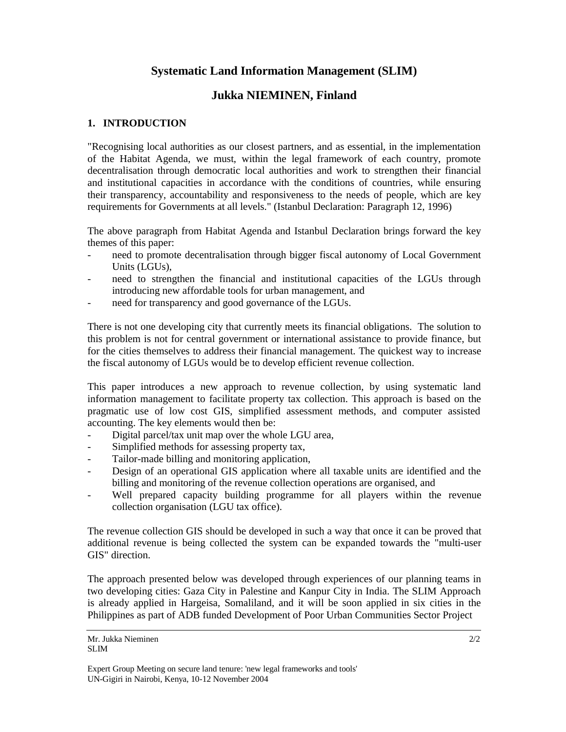# Systematic Land Information Management (SLIM)

## Jukka NIEMINEN, Finland

### 1. INTRODUCTION

"Recognising local authorities as our closest partners, and as essential, in the implementation of the Habitat Agenda, we must, within the legal framework of each country, promote decentralisation through democratic local authorities and work to strengthen their financial and institutional capacities in accordance with the conditions of countries, while ensuring their transparency, accountability and responsiveness to the needs of people, which are key requirements for Governments at all levels." (Istanbul Declaration: Paragraph 12, 1996)

The above paragraph from Habitat Agenda and Istanbul Declaration brings forward the key themes of this paper:

- need to promote decentralisation through bigger fiscal autonomy of Local Government Units (LGUs),
- need to strengthen the financial and institutional capacities of the LGUs through introducing new affordable tools for urban management, and
- need for transparency and good governance of the LGUs.

There is not one developing city that currently meets its financial obligations. The solution to this problem is not for central government or international assistance to provide finance, but for the cities themselves to address their financial management. The quickest way to increase the fiscal autonomy of LGUs would be to develop efficient revenue collection.

This paper introduces a new approach to revenue collection, by using systematic land information management to facilitate property tax collection. This approach is based on the pragmatic use of low cost GIS, simplified assessment methods, and computer assisted accounting. The key elements would then be:

- Digital parcel/tax unit map over the whole LGU area,
- Simplified methods for assessing property tax,
- Tailor-made billing and monitoring application,
- Design of an operational GIS application where all taxable units are identified and the billing and monitoring of the revenue collection operations are organised, and
- Well prepared capacity building programme for all players within the revenue collection organisation (LGU tax office).

The revenue collection GIS should be developed in such a way that once it can be proved that additional revenue is being collected the system can be expanded towards the "multi-user GIS" direction.

The approach presented below was developed through experiences of our planning teams in two developing cities: Gaza City in Palestine and Kanpur City in India. The SLIM Approach is already applied in Hargeisa, Somaliland, and it will be soon applied in six cities in the Philippines as part of ADB funded Development of Poor Urban Communities Sector Project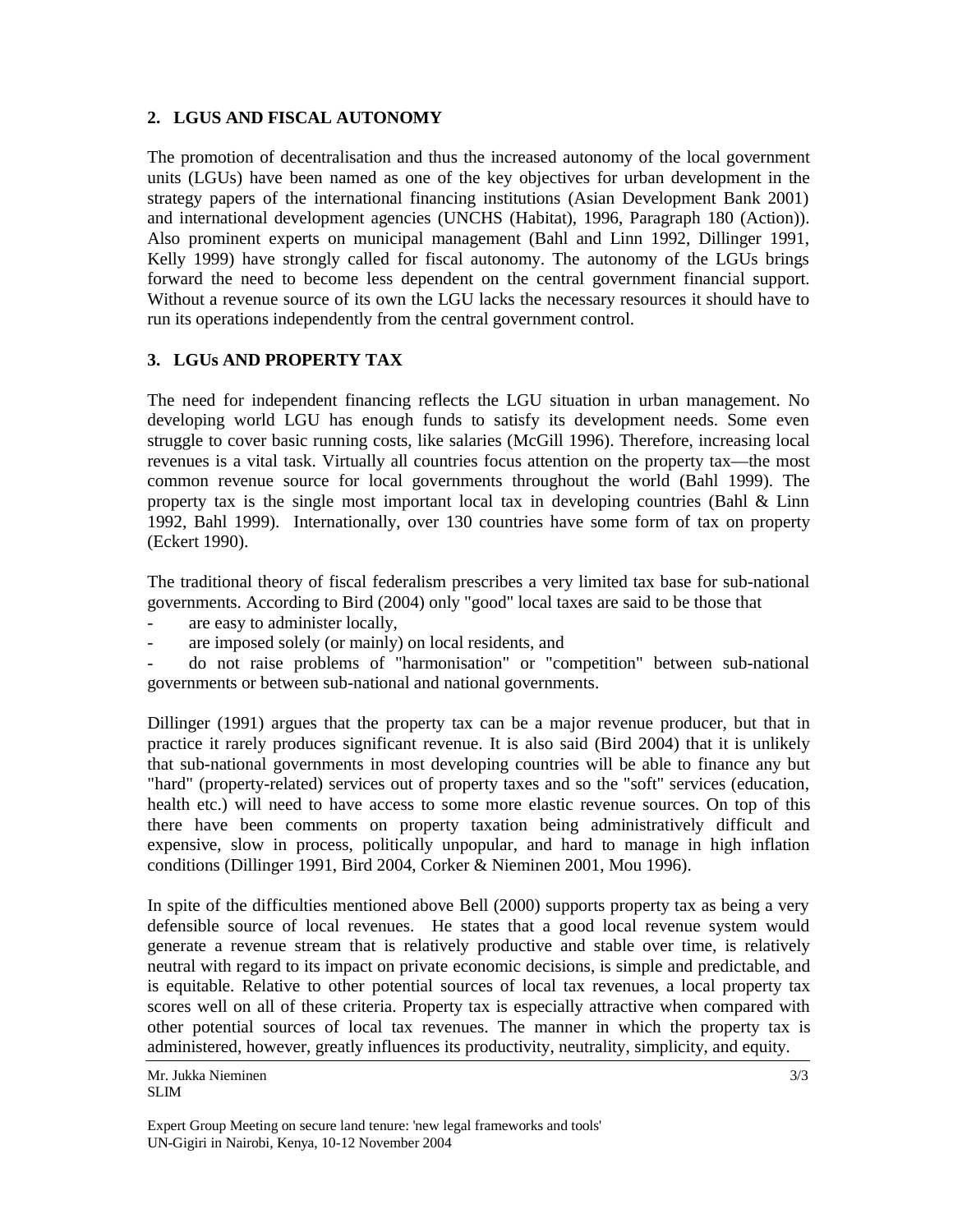## 2. LGUS AND FISCAL AUTONOMY

The promotion of decentralisation and thus the increased autonomy of the local government units (LGUs) have been named as one of the key objectives for urban development in the strategy papers of the international financing institutions (Asian Development Bank 2001) and international development agencies (UNCHS (Habitat), 1996, Paragraph 180 (Action)). Also prominent experts on municipal management (Bahl and Linn 1992, Dillinger 1991, Kelly 1999) have strongly called for fiscal autonomy. The autonomy of the LGUs brings forward the need to become less dependent on the central government financial support. Without a revenue source of its own the LGU lacks the necessary resources it should have to run its operations independently from the central government control.

## 3. LGUs AND PROPERTY TAX

The need for independent financing reflects the LGU situation in urban management. No developing world LGU has enough funds to satisfy its development needs. Some even struggle to cover basic running costs, like salaries (McGill 1996). Therefore, increasing local revenues is a vital task. Virtually all countries focus attention on the property tax—the most common revenue source for local governments throughout the world (Bahl 1999). The property tax is the single most important local tax in developing countries (Bahl & Linn 1992, Bahl 1999). Internationally, over 130 countries have some form of tax on property (Eckert 1990).

The traditional theory of fiscal federalism prescribes a very limited tax base for sub-national governments. According to Bird (2004) only "good" local taxes are said to be those that

- are easy to administer locally,
- are imposed solely (or mainly) on local residents, and
- do not raise problems of "harmonisation" or "competition" between sub-national governments or between sub-national and national governments.

Dillinger (1991) argues that the property tax can be a major revenue producer, but that in practice it rarely produces significant revenue. It is also said (Bird 2004) that it is unlikely that sub-national governments in most developing countries will be able to finance any but "hard" (property-related) services out of property taxes and so the "soft" services (education, health etc.) will need to have access to some more elastic revenue sources. On top of this there have been comments on property taxation being administratively difficult and expensive, slow in process, politically unpopular, and hard to manage in high inflation conditions (Dillinger 1991, Bird 2004, Corker & Nieminen 2001, Mou 1996).

In spite of the difficulties mentioned above Bell (2000) supports property tax as being a very defensible source of local revenues. He states that a good local revenue system would generate a revenue stream that is relatively productive and stable over time, is relatively neutral with regard to its impact on private economic decisions, is simple and predictable, and is equitable. Relative to other potential sources of local tax revenues, a local property tax scores well on all of these criteria. Property tax is especially attractive when compared with other potential sources of local tax revenues. The manner in which the property tax is administered, however, greatly influences its productivity, neutrality, simplicity, and equity.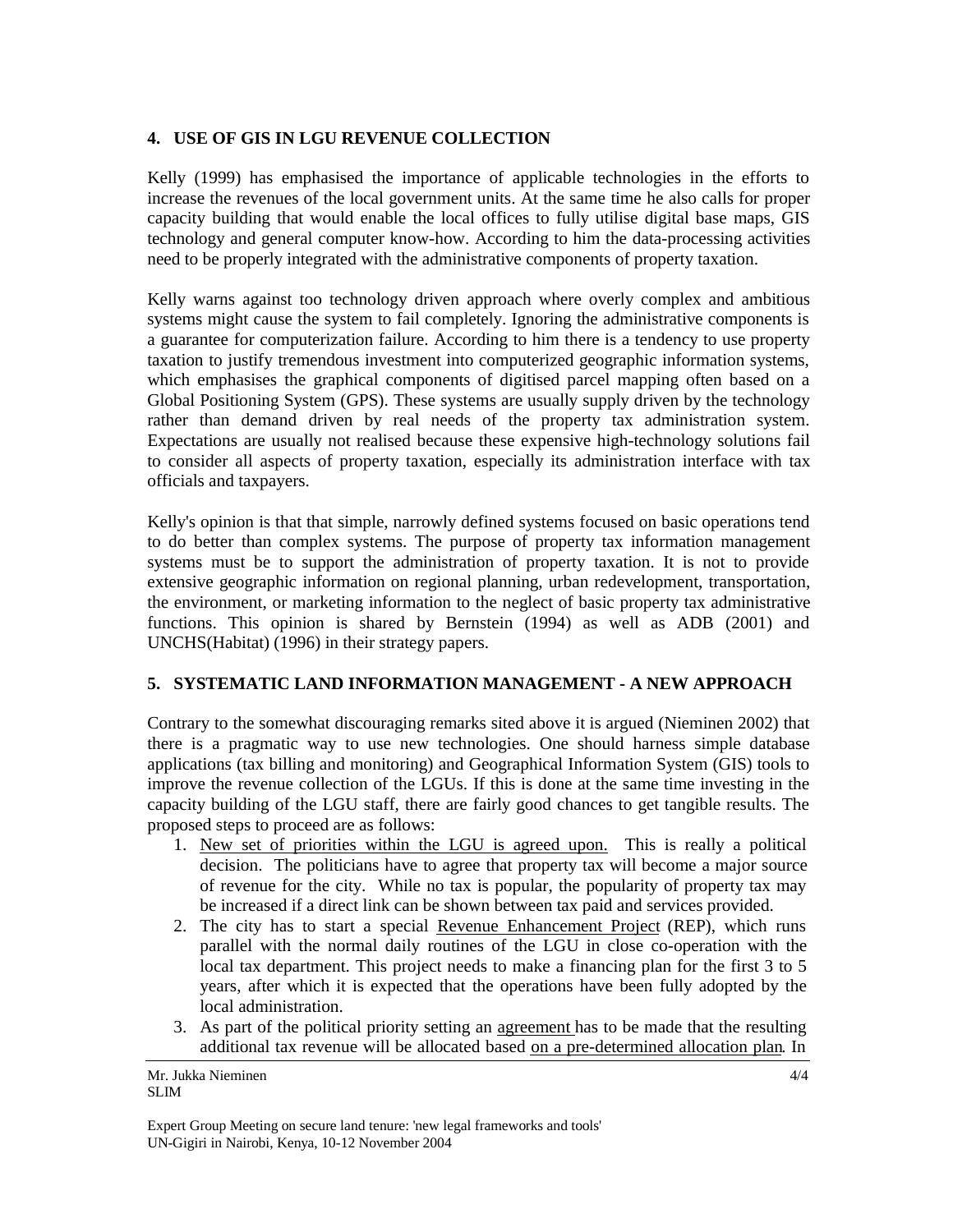## 4. USE OF GIS IN LGU REVENUE COLLECTION

Kelly (1999) has emphasised the importance of applicable technologies in the efforts to increase the revenues of the local government units. At the same time he also calls for proper capacity building that would enable the local offices to fully utilise digital base maps, GIS technology and general computer know-how. According to him the data-processing activities need to be properly integrated with the administrative components of property taxation.

Kelly warns against too technology driven approach where overly complex and ambitious systems might cause the system to fail completely. Ignoring the administrative components is a guarantee for computerization failure. According to him there is a tendency to use property taxation to justify tremendous investment into computerized geographic information systems, which emphasises the graphical components of digitised parcel mapping often based on a Global Positioning System (GPS). These systems are usually supply driven by the technology rather than demand driven by real needs of the property tax administration system. Expectations are usually not realised because these expensive high-technology solutions fail to consider all aspects of property taxation, especially its administration interface with tax officials and taxpayers.

Kelly's opinion is that that simple, narrowly defined systems focused on basic operations tend to do better than complex systems. The purpose of property tax information management systems must be to support the administration of property taxation. It is not to provide extensive geographic information on regional planning, urban redevelopment, transportation, the environment, or marketing information to the neglect of basic property tax administrative functions. This opinion is shared by Bernstein (1994) as well as ADB (2001) and UNCHS(Habitat) (1996) in their strategy papers.

## 5. SYSTEMATIC LAND INFORMATION MANAGEMENT - A NEW APPROACH

Contrary to the somewhat discouraging remarks sited above it is argued (Nieminen 2002) that there is a pragmatic way to use new technologies. One should harness simple database applications (tax billing and monitoring) and Geographical Information System (GIS) tools to improve the revenue collection of the LGUs. If this is done at the same time investing in the capacity building of the LGU staff, there are fairly good chances to get tangible results. The proposed steps to proceed are as follows:

1. New set of priorities within the LGU is agreed upon. This is really a political decision. The politicians have to agree that property tax will become a major source of revenue for the city. While no tax is popular, the popularity of property tax may be increased if a direct link can be shown between tax paid and services provided.
2. The city has to start a special Revenue Enhancement Project (REP), which runs parallel with the normal daily routines of the LGU in close co-operation with the local tax department. This project needs to make a financing plan for the first 3 to 5 years, after which it is expected that the operations have been fully adopted by the local administration.
3. As part of the political priority setting an agreement has to be made that the resulting additional tax revenue will be allocated based on a pre-determined allocation plan. In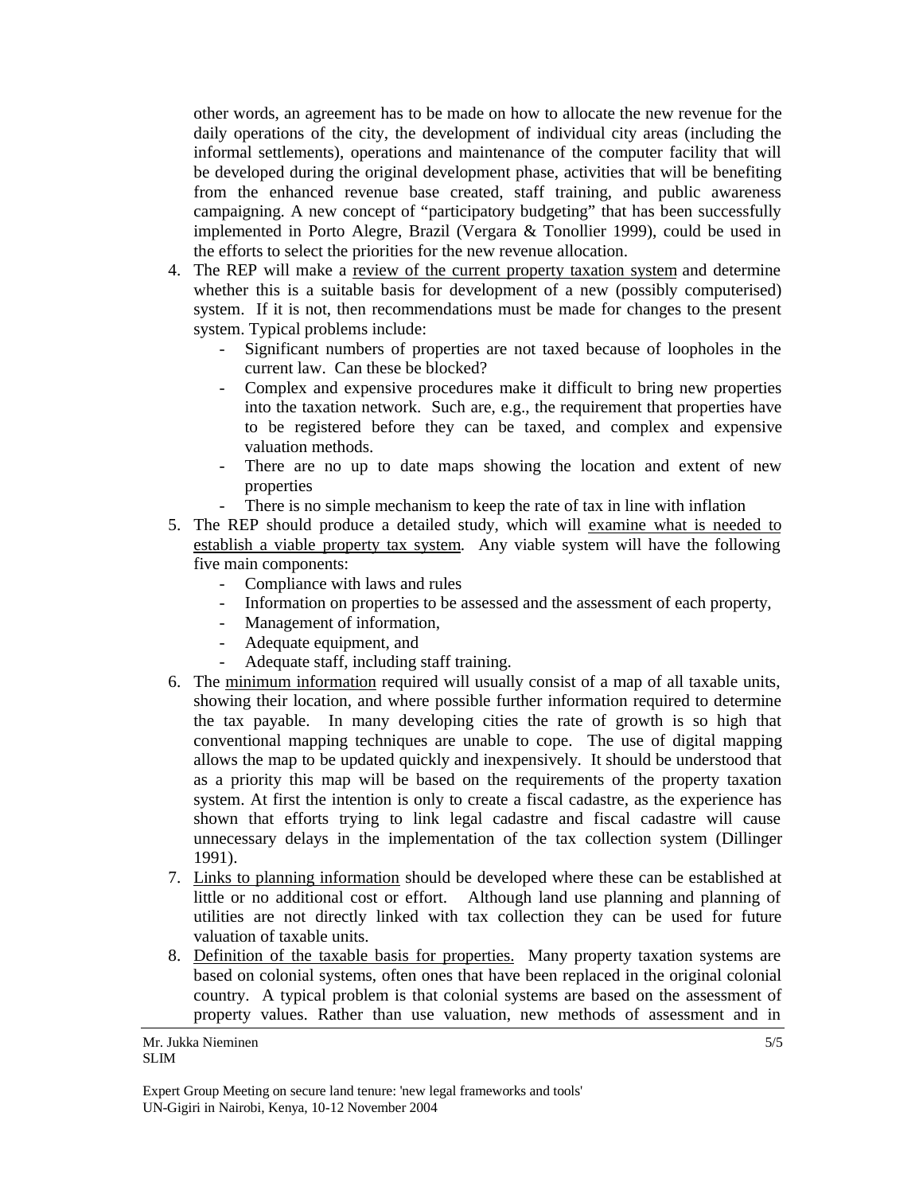other words, an agreement has to be made on how to allocate the new revenue for the daily operations of the city, the development of individual city areas (including the informal settlements), operations and maintenance of the computer facility that will be developed during the original development phase, activities that will be benefiting from the enhanced revenue base created, staff training, and public awareness campaigning. A new concept of "participatory budgeting" that has been successfully implemented in Porto Alegre, Brazil (Vergara & Tonollier 1999), could be used in the efforts to select the priorities for the new revenue allocation.

4. The REP will make a <u>review of the current property taxation system</u> and determine whether this is a suitable basis for development of a new (possibly computerised) system. If it is not, then recommendations must be made for changes to the present system. Typical problems include:
   - Significant numbers of properties are not taxed because of loopholes in the current law. Can these be blocked?
   - Complex and expensive procedures make it difficult to bring new properties into the taxation network. Such are, e.g., the requirement that properties have to be registered before they can be taxed, and complex and expensive valuation methods.
   - There are no up to date maps showing the location and extent of new properties
   - There is no simple mechanism to keep the rate of tax in line with inflation
5. The REP should produce a detailed study, which will <u>examine what is needed to establish a viable property tax system</u>. Any viable system will have the following five main components:
   - Compliance with laws and rules
   - Information on properties to be assessed and the assessment of each property,
   - Management of information,
   - Adequate equipment, and
   - Adequate staff, including staff training.
6. The <u>minimum information</u> required will usually consist of a map of all taxable units, showing their location, and where possible further information required to determine the tax payable. In many developing cities the rate of growth is so high that conventional mapping techniques are unable to cope. The use of digital mapping allows the map to be updated quickly and inexpensively. It should be understood that as a priority this map will be based on the requirements of the property taxation system. At first the intention is only to create a fiscal cadastre, as the experience has shown that efforts trying to link legal cadastre and fiscal cadastre will cause unnecessary delays in the implementation of the tax collection system (Dillinger 1991).
7. <u>Links to planning information</u> should be developed where these can be established at little or no additional cost or effort. Although land use planning and planning of utilities are not directly linked with tax collection they can be used for future valuation of taxable units.
8. <u>Definition of the taxable basis for properties.</u> Many property taxation systems are based on colonial systems, often ones that have been replaced in the original colonial country. A typical problem is that colonial systems are based on the assessment of property values. Rather than use valuation, new methods of assessment and in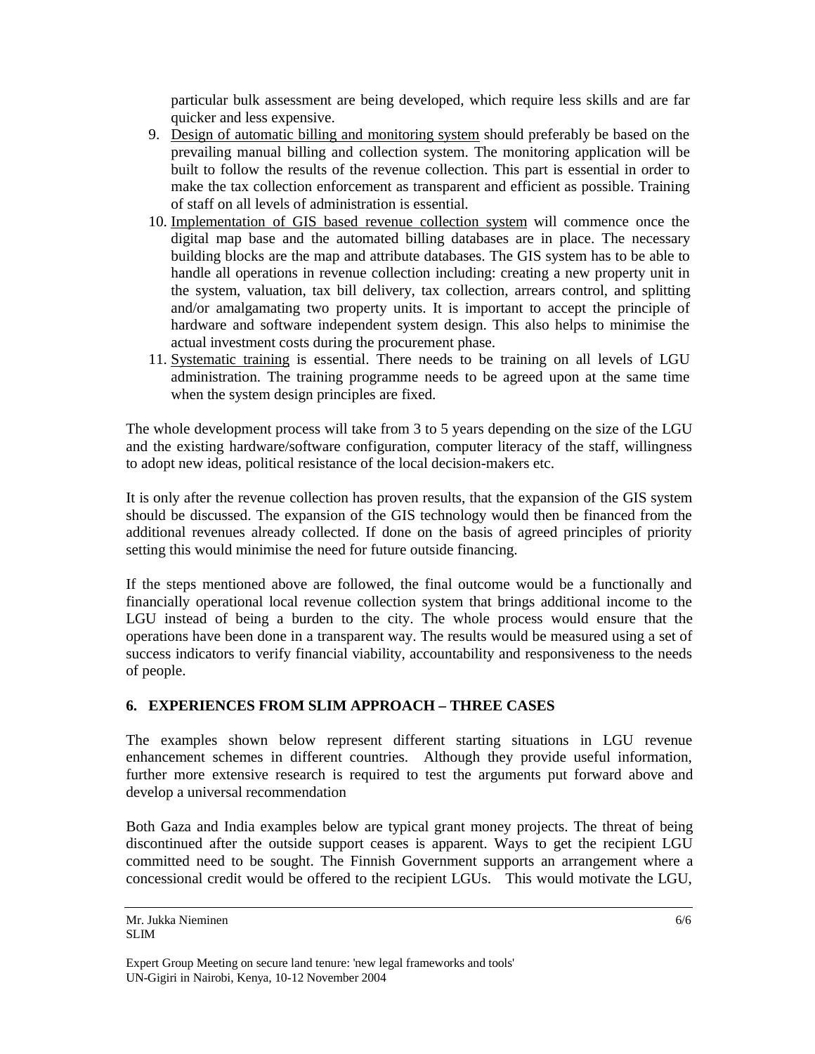particular bulk assessment are being developed, which require less skills and are far quicker and less expensive.

9. Design of automatic billing and monitoring system should preferably be based on the prevailing manual billing and collection system. The monitoring application will be built to follow the results of the revenue collection. This part is essential in order to make the tax collection enforcement as transparent and efficient as possible. Training of staff on all levels of administration is essential.
10. Implementation of GIS based revenue collection system will commence once the digital map base and the automated billing databases are in place. The necessary building blocks are the map and attribute databases. The GIS system has to be able to handle all operations in revenue collection including: creating a new property unit in the system, valuation, tax bill delivery, tax collection, arrears control, and splitting and/or amalgamating two property units. It is important to accept the principle of hardware and software independent system design. This also helps to minimise the actual investment costs during the procurement phase.
11. Systematic training is essential. There needs to be training on all levels of LGU administration. The training programme needs to be agreed upon at the same time when the system design principles are fixed.

The whole development process will take from 3 to 5 years depending on the size of the LGU and the existing hardware/software configuration, computer literacy of the staff, willingness to adopt new ideas, political resistance of the local decision-makers etc.

It is only after the revenue collection has proven results, that the expansion of the GIS system should be discussed. The expansion of the GIS technology would then be financed from the additional revenues already collected. If done on the basis of agreed principles of priority setting this would minimise the need for future outside financing.

If the steps mentioned above are followed, the final outcome would be a functionally and financially operational local revenue collection system that brings additional income to the LGU instead of being a burden to the city. The whole process would ensure that the operations have been done in a transparent way. The results would be measured using a set of success indicators to verify financial viability, accountability and responsiveness to the needs of people.

## 6. EXPERIENCES FROM SLIM APPROACH – THREE CASES

The examples shown below represent different starting situations in LGU revenue enhancement schemes in different countries. Although they provide useful information, further more extensive research is required to test the arguments put forward above and develop a universal recommendation

Both Gaza and India examples below are typical grant money projects. The threat of being discontinued after the outside support ceases is apparent. Ways to get the recipient LGU committed need to be sought. The Finnish Government supports an arrangement where a concessional credit would be offered to the recipient LGUs. This would motivate the LGU,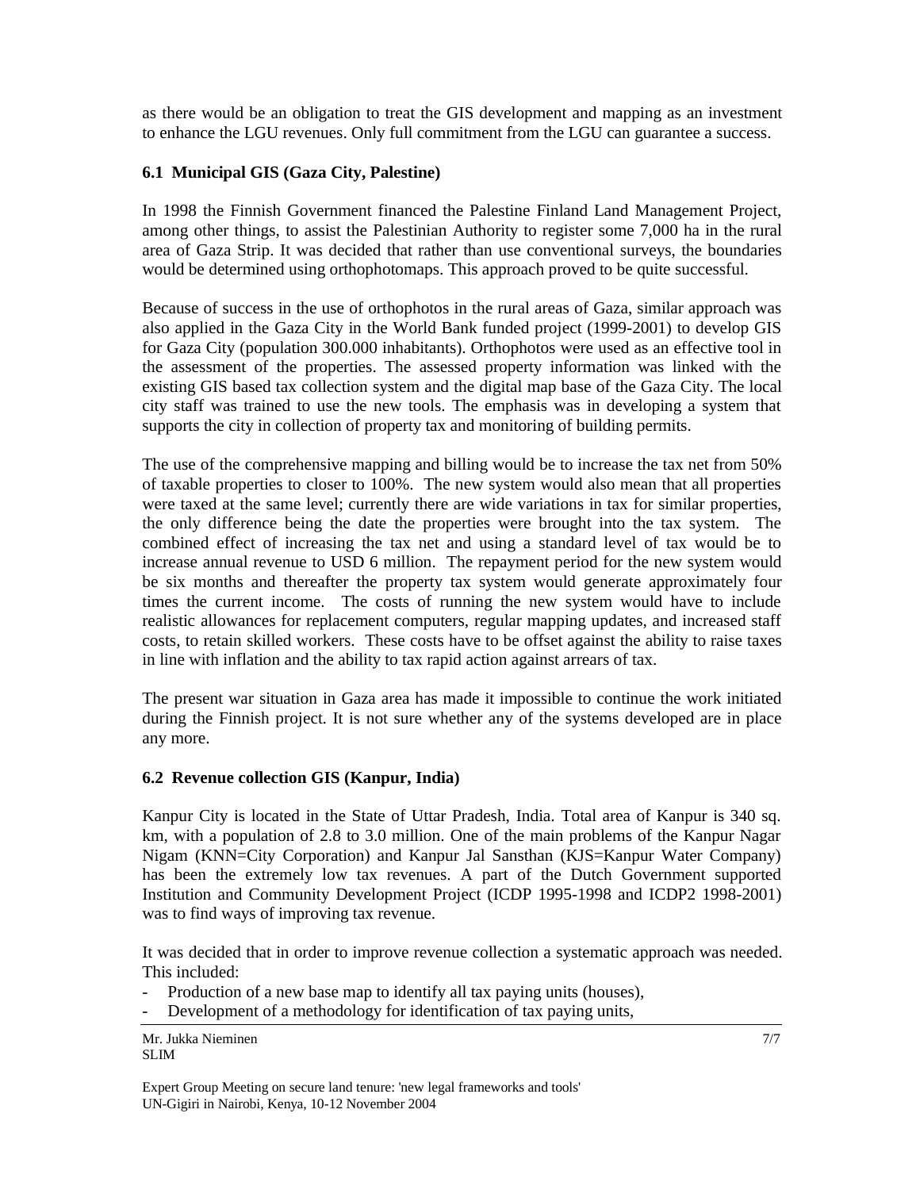as there would be an obligation to treat the GIS development and mapping as an investment to enhance the LGU revenues. Only full commitment from the LGU can guarantee a success.

## 6.1 Municipal GIS (Gaza City, Palestine)

In 1998 the Finnish Government financed the Palestine Finland Land Management Project, among other things, to assist the Palestinian Authority to register some 7,000 ha in the rural area of Gaza Strip. It was decided that rather than use conventional surveys, the boundaries would be determined using orthophotomaps. This approach proved to be quite successful.

Because of success in the use of orthophotos in the rural areas of Gaza, similar approach was also applied in the Gaza City in the World Bank funded project (1999-2001) to develop GIS for Gaza City (population 300.000 inhabitants). Orthophotos were used as an effective tool in the assessment of the properties. The assessed property information was linked with the existing GIS based tax collection system and the digital map base of the Gaza City. The local city staff was trained to use the new tools. The emphasis was in developing a system that supports the city in collection of property tax and monitoring of building permits.

The use of the comprehensive mapping and billing would be to increase the tax net from 50% of taxable properties to closer to 100%. The new system would also mean that all properties were taxed at the same level; currently there are wide variations in tax for similar properties, the only difference being the date the properties were brought into the tax system. The combined effect of increasing the tax net and using a standard level of tax would be to increase annual revenue to USD 6 million. The repayment period for the new system would be six months and thereafter the property tax system would generate approximately four times the current income. The costs of running the new system would have to include realistic allowances for replacement computers, regular mapping updates, and increased staff costs, to retain skilled workers. These costs have to be offset against the ability to raise taxes in line with inflation and the ability to tax rapid action against arrears of tax.

The present war situation in Gaza area has made it impossible to continue the work initiated during the Finnish project. It is not sure whether any of the systems developed are in place any more.

## 6.2 Revenue collection GIS (Kanpur, India)

Kanpur City is located in the State of Uttar Pradesh, India. Total area of Kanpur is 340 sq. km, with a population of 2.8 to 3.0 million. One of the main problems of the Kanpur Nagar Nigam (KNN=City Corporation) and Kanpur Jal Sansthan (KJS=Kanpur Water Company) has been the extremely low tax revenues. A part of the Dutch Government supported Institution and Community Development Project (ICDP 1995-1998 and ICDP2 1998-2001) was to find ways of improving tax revenue.

It was decided that in order to improve revenue collection a systematic approach was needed. This included:

- Production of a new base map to identify all tax paying units (houses),
- Development of a methodology for identification of tax paying units,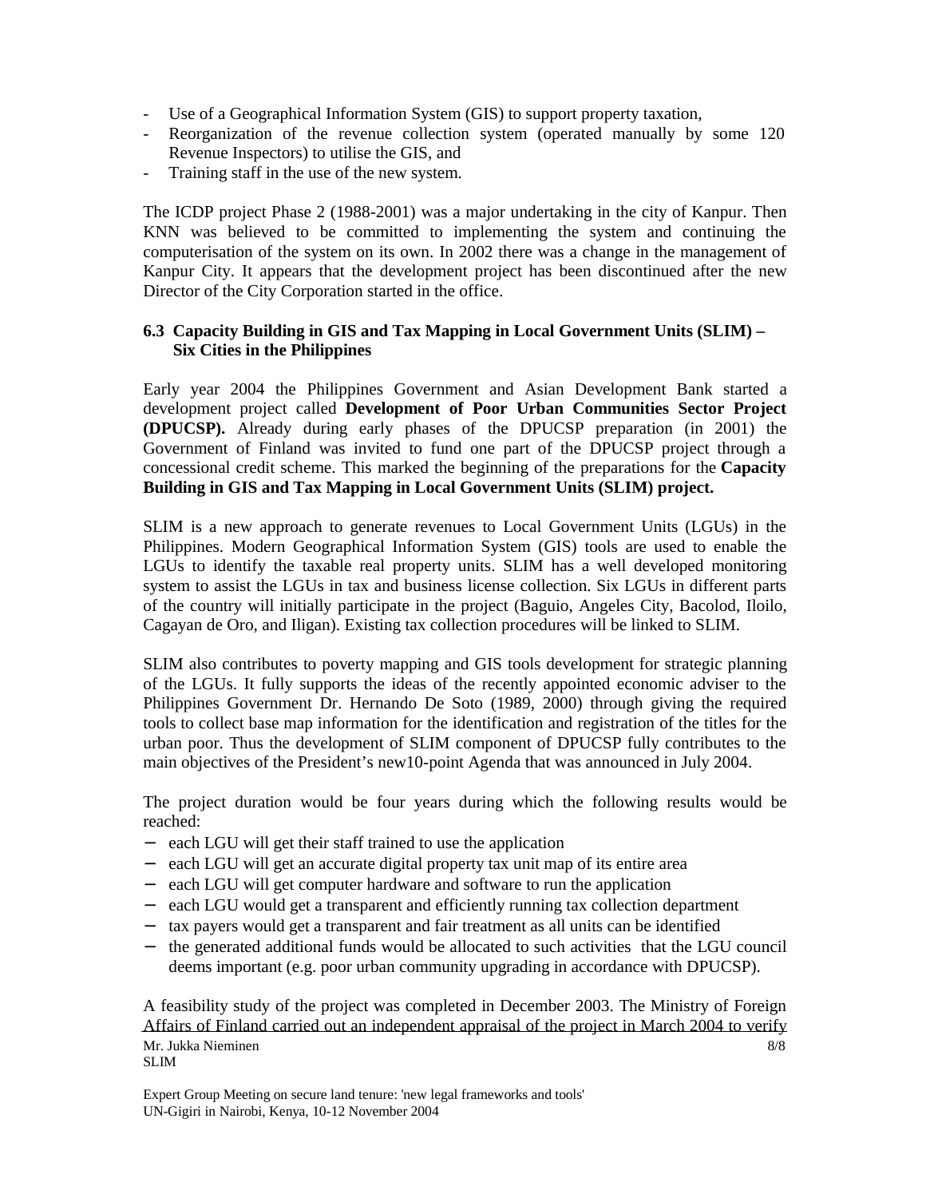- Use of a Geographical Information System (GIS) to support property taxation,
- Reorganization of the revenue collection system (operated manually by some 120 Revenue Inspectors) to utilise the GIS, and
- Training staff in the use of the new system.

The ICDP project Phase 2 (1988-2001) was a major undertaking in the city of Kanpur. Then KNN was believed to be committed to implementing the system and continuing the computerisation of the system on its own. In 2002 there was a change in the management of Kanpur City. It appears that the development project has been discontinued after the new Director of the City Corporation started in the office.

### 6.3 Capacity Building in GIS and Tax Mapping in Local Government Units (SLIM) – Six Cities in the Philippines

Early year 2004 the Philippines Government and Asian Development Bank started a development project called **Development of Poor Urban Communities Sector Project (DPUCSP).** Already during early phases of the DPUCSP preparation (in 2001) the Government of Finland was invited to fund one part of the DPUCSP project through a concessional credit scheme. This marked the beginning of the preparations for the **Capacity Building in GIS and Tax Mapping in Local Government Units (SLIM) project.**

SLIM is a new approach to generate revenues to Local Government Units (LGUs) in the Philippines. Modern Geographical Information System (GIS) tools are used to enable the LGUs to identify the taxable real property units. SLIM has a well developed monitoring system to assist the LGUs in tax and business license collection. Six LGUs in different parts of the country will initially participate in the project (Baguio, Angeles City, Bacolod, Iloilo, Cagayan de Oro, and Iligan). Existing tax collection procedures will be linked to SLIM.

SLIM also contributes to poverty mapping and GIS tools development for strategic planning of the LGUs. It fully supports the ideas of the recently appointed economic adviser to the Philippines Government Dr. Hernando De Soto (1989, 2000) through giving the required tools to collect base map information for the identification and registration of the titles for the urban poor. Thus the development of SLIM component of DPUCSP fully contributes to the main objectives of the President's new10-point Agenda that was announced in July 2004.

The project duration would be four years during which the following results would be reached:

- each LGU will get their staff trained to use the application
- each LGU will get an accurate digital property tax unit map of its entire area
- each LGU will get computer hardware and software to run the application
- each LGU would get a transparent and efficiently running tax collection department
- tax payers would get a transparent and fair treatment as all units can be identified
- the generated additional funds would be allocated to such activities that the LGU council deems important (e.g. poor urban community upgrading in accordance with DPUCSP).

A feasibility study of the project was completed in December 2003. The Ministry of Foreign Affairs of Finland carried out an independent appraisal of the project in March 2004 to verify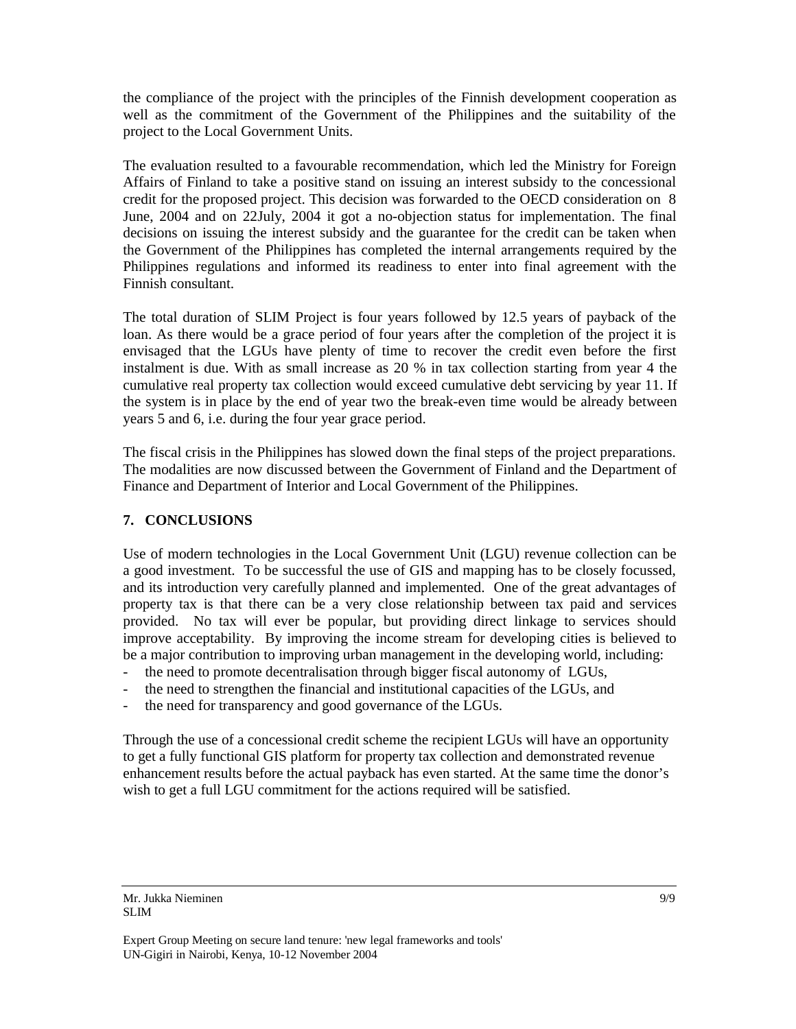the compliance of the project with the principles of the Finnish development cooperation as well as the commitment of the Government of the Philippines and the suitability of the project to the Local Government Units.

The evaluation resulted to a favourable recommendation, which led the Ministry for Foreign Affairs of Finland to take a positive stand on issuing an interest subsidy to the concessional credit for the proposed project. This decision was forwarded to the OECD consideration on 8 June, 2004 and on 22July, 2004 it got a no-objection status for implementation. The final decisions on issuing the interest subsidy and the guarantee for the credit can be taken when the Government of the Philippines has completed the internal arrangements required by the Philippines regulations and informed its readiness to enter into final agreement with the Finnish consultant.

The total duration of SLIM Project is four years followed by 12.5 years of payback of the loan. As there would be a grace period of four years after the completion of the project it is envisaged that the LGUs have plenty of time to recover the credit even before the first instalment is due. With as small increase as 20 % in tax collection starting from year 4 the cumulative real property tax collection would exceed cumulative debt servicing by year 11. If the system is in place by the end of year two the break-even time would be already between years 5 and 6, i.e. during the four year grace period.

The fiscal crisis in the Philippines has slowed down the final steps of the project preparations. The modalities are now discussed between the Government of Finland and the Department of Finance and Department of Interior and Local Government of the Philippines.

## 7. CONCLUSIONS

Use of modern technologies in the Local Government Unit (LGU) revenue collection can be a good investment. To be successful the use of GIS and mapping has to be closely focussed, and its introduction very carefully planned and implemented. One of the great advantages of property tax is that there can be a very close relationship between tax paid and services provided. No tax will ever be popular, but providing direct linkage to services should improve acceptability. By improving the income stream for developing cities is believed to be a major contribution to improving urban management in the developing world, including:

- the need to promote decentralisation through bigger fiscal autonomy of LGUs,
- the need to strengthen the financial and institutional capacities of the LGUs, and
- the need for transparency and good governance of the LGUs.

Through the use of a concessional credit scheme the recipient LGUs will have an opportunity to get a fully functional GIS platform for property tax collection and demonstrated revenue enhancement results before the actual payback has even started. At the same time the donor's wish to get a full LGU commitment for the actions required will be satisfied.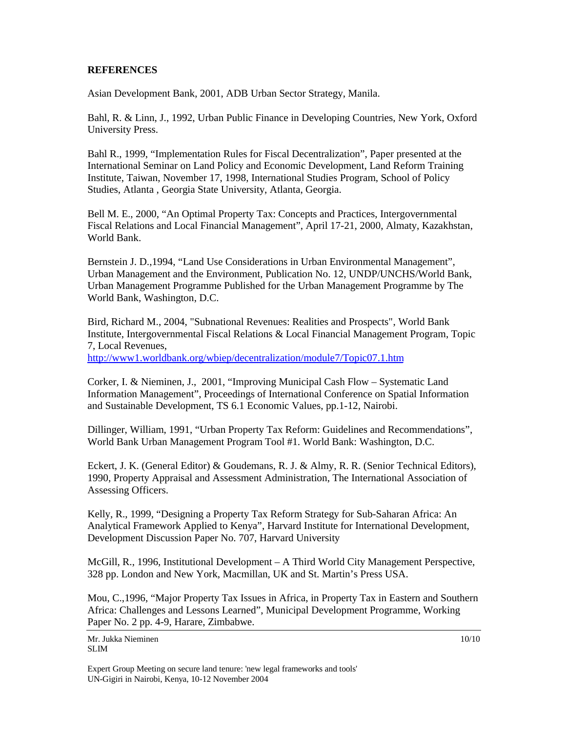**REFERENCES**

Asian Development Bank, 2001, ADB Urban Sector Strategy, Manila.

Bahl, R. & Linn, J., 1992, Urban Public Finance in Developing Countries, New York, Oxford University Press.

Bahl R., 1999, "Implementation Rules for Fiscal Decentralization", Paper presented at the International Seminar on Land Policy and Economic Development, Land Reform Training Institute, Taiwan, November 17, 1998, International Studies Program, School of Policy Studies, Atlanta , Georgia State University, Atlanta, Georgia.

Bell M. E., 2000, "An Optimal Property Tax: Concepts and Practices, Intergovernmental Fiscal Relations and Local Financial Management", April 17-21, 2000, Almaty, Kazakhstan, World Bank.

Bernstein J. D.,1994, "Land Use Considerations in Urban Environmental Management", Urban Management and the Environment, Publication No. 12, UNDP/UNCHS/World Bank, Urban Management Programme Published for the Urban Management Programme by The World Bank, Washington, D.C.

Bird, Richard M., 2004, "Subnational Revenues: Realities and Prospects", World Bank Institute, Intergovernmental Fiscal Relations & Local Financial Management Program, Topic 7, Local Revenues, http://www1.worldbank.org/wbiep/decentralization/module7/Topic07.1.htm

Corker, I. & Nieminen, J., 2001, "Improving Municipal Cash Flow – Systematic Land Information Management", Proceedings of International Conference on Spatial Information and Sustainable Development, TS 6.1 Economic Values, pp.1-12, Nairobi.

Dillinger, William, 1991, "Urban Property Tax Reform: Guidelines and Recommendations", World Bank Urban Management Program Tool #1. World Bank: Washington, D.C.

Eckert, J. K. (General Editor) & Goudemans, R. J. & Almy, R. R. (Senior Technical Editors), 1990, Property Appraisal and Assessment Administration, The International Association of Assessing Officers.

Kelly, R., 1999, "Designing a Property Tax Reform Strategy for Sub-Saharan Africa: An Analytical Framework Applied to Kenya", Harvard Institute for International Development, Development Discussion Paper No. 707, Harvard University

McGill, R., 1996, Institutional Development – A Third World City Management Perspective, 328 pp. London and New York, Macmillan, UK and St. Martin's Press USA.

Mou, C.,1996, "Major Property Tax Issues in Africa, in Property Tax in Eastern and Southern Africa: Challenges and Lessons Learned", Municipal Development Programme, Working Paper No. 2 pp. 4-9, Harare, Zimbabwe.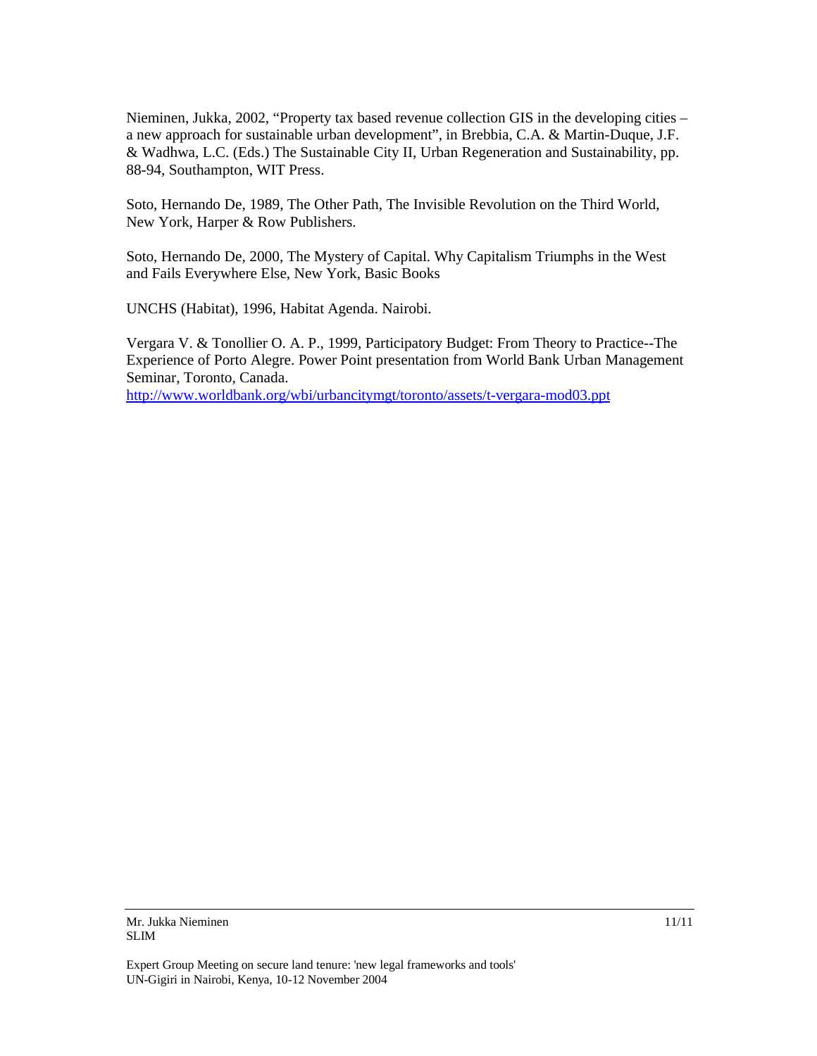Nieminen, Jukka, 2002, "Property tax based revenue collection GIS in the developing cities – a new approach for sustainable urban development", in Brebbia, C.A. & Martin-Duque, J.F. & Wadhwa, L.C. (Eds.) The Sustainable City II, Urban Regeneration and Sustainability, pp. 88-94, Southampton, WIT Press.

Soto, Hernando De, 1989, The Other Path, The Invisible Revolution on the Third World, New York, Harper & Row Publishers.

Soto, Hernando De, 2000, The Mystery of Capital. Why Capitalism Triumphs in the West and Fails Everywhere Else, New York, Basic Books

UNCHS (Habitat), 1996, Habitat Agenda. Nairobi.

Vergara V. & Tonollier O. A. P., 1999, Participatory Budget: From Theory to Practice--The Experience of Porto Alegre. Power Point presentation from World Bank Urban Management Seminar, Toronto, Canada.
http://www.worldbank.org/wbi/urbancitymgt/toronto/assets/t-vergara-mod03.ppt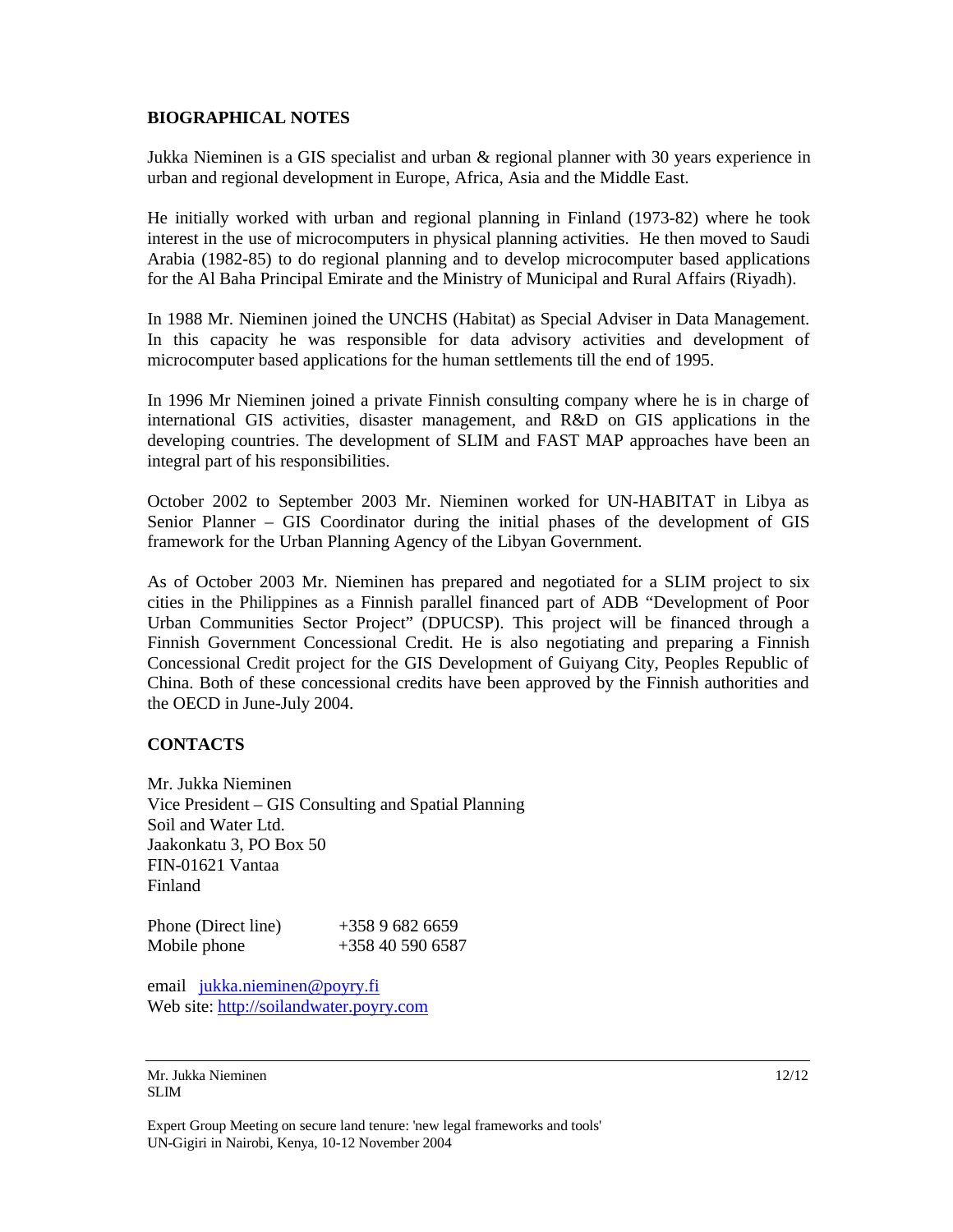**BIOGRAPHICAL NOTES**

Jukka Nieminen is a GIS specialist and urban & regional planner with 30 years experience in urban and regional development in Europe, Africa, Asia and the Middle East.

He initially worked with urban and regional planning in Finland (1973-82) where he took interest in the use of microcomputers in physical planning activities. He then moved to Saudi Arabia (1982-85) to do regional planning and to develop microcomputer based applications for the Al Baha Principal Emirate and the Ministry of Municipal and Rural Affairs (Riyadh).

In 1988 Mr. Nieminen joined the UNCHS (Habitat) as Special Adviser in Data Management. In this capacity he was responsible for data advisory activities and development of microcomputer based applications for the human settlements till the end of 1995.

In 1996 Mr Nieminen joined a private Finnish consulting company where he is in charge of international GIS activities, disaster management, and R&D on GIS applications in the developing countries. The development of SLIM and FAST MAP approaches have been an integral part of his responsibilities.

October 2002 to September 2003 Mr. Nieminen worked for UN-HABITAT in Libya as Senior Planner – GIS Coordinator during the initial phases of the development of GIS framework for the Urban Planning Agency of the Libyan Government.

As of October 2003 Mr. Nieminen has prepared and negotiated for a SLIM project to six cities in the Philippines as a Finnish parallel financed part of ADB "Development of Poor Urban Communities Sector Project" (DPUCSP). This project will be financed through a Finnish Government Concessional Credit. He is also negotiating and preparing a Finnish Concessional Credit project for the GIS Development of Guiyang City, Peoples Republic of China. Both of these concessional credits have been approved by the Finnish authorities and the OECD in June-July 2004.

**CONTACTS**

Mr. Jukka Nieminen
Vice President – GIS Consulting and Spatial Planning
Soil and Water Ltd.
Jaakonkatu 3, PO Box 50
FIN-01621 Vantaa
Finland

Phone (Direct line) +358 9 682 6659
Mobile phone +358 40 590 6587

email jukka.nieminen@poyry.fi
Web site: http://soilandwater.poyry.com